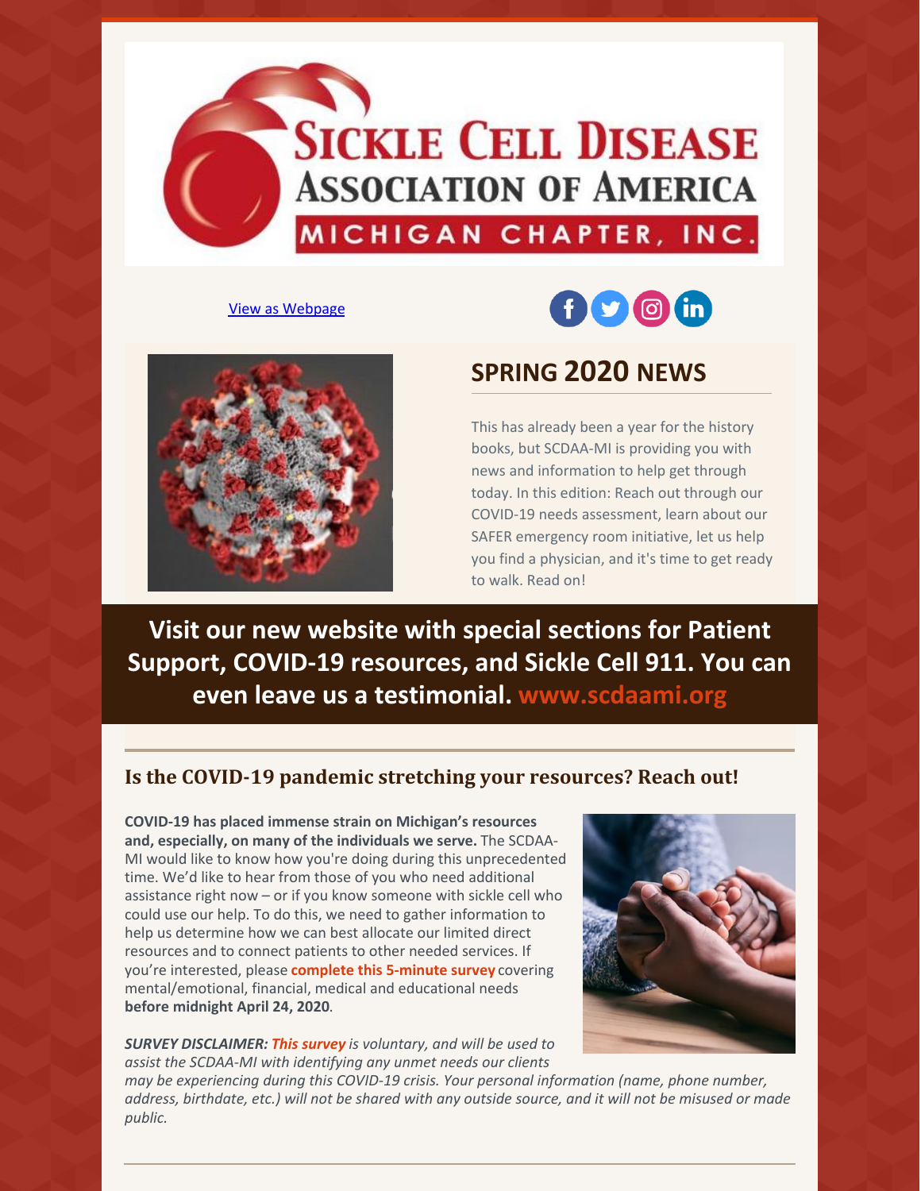# Sickle Cell Disease Association of America

MICHIGAN CHAPTER, INC.

View as Webpage

## SPRING 2020 NEWS

This has already been a year for the history books, but SCDAA-MI is providing you with news and information to help get through today. In this edition: Reach out through our COVID-19 needs assessment, learn about our SAFER emergency room initiative, let us help you find a physician, and it's time to get ready to walk. Read on!

**Visit our new website with special sections for Patient Support, COVID-19 resources, and Sickle Cell 911. You can even leave us a testimonial. www.scdaami.org**

### Is the COVID-19 pandemic stretching your resources? Reach out!

**COVID-19 has placed immense strain on Michigan's resources and, especially, on many of the individuals we serve.** The SCDAA-MI would like to know how you're doing during this unprecedented time. We'd like to hear from those of you who need additional assistance right now – or if you know someone with sickle cell who could use our help. To do this, we need to gather information to help us determine how we can best allocate our limited direct resources and to connect patients to other needed services. If you're interested, please **complete this 5-minute survey** covering mental/emotional, financial, medical and educational needs **before midnight April 24, 2020**.

***SURVEY DISCLAIMER:*** ***This survey*** *is voluntary, and will be used to assist the SCDAA-MI with identifying any unmet needs our clients may be experiencing during this COVID-19 crisis. Your personal information (name, phone number, address, birthdate, etc.) will not be shared with any outside source, and it will not be misused or made public.*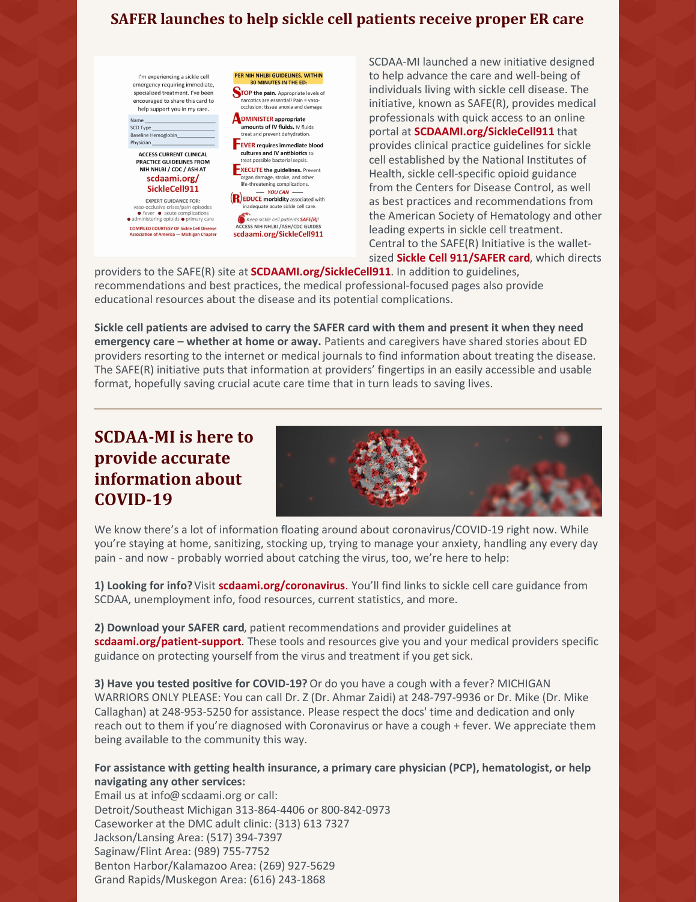## SAFER launches to help sickle cell patients receive proper ER care

I'm experiencing a sickle cell emergency requiring immediate, specialized treatment. I've been encouraged to share this card to help support you in my care.

Name ___________
SCD Type ___________
Baseline Hemoglobin ___________
Physician ___________

ACCESS CURRENT CLINICAL PRACTICE GUIDELINES FROM NIH NHLBI / CDC / ASH AT **scdaami.org/ SickleCell911**

EXPERT GUIDANCE FOR: vaso-occlusive crises/pain episodes • fever • acute complications • administering opioids • primary care

COMPILED COURTESY OF Sickle Cell Disease Association of America — Michigan Chapter

PER NIH NHLBI GUIDELINES, WITHIN 30 MINUTES IN THE ED:

**STOP the pain.** Appropriate levels of narcotics are essential! Pain = vaso-occlusion: tissue anoxia and damage

**ADMINISTER appropriate amounts of IV fluids.** IV fluids treat and prevent dehydration.

**FEVER requires immediate blood cultures and IV antibiotics** to treat possible bacterial sepsis.

**EXECUTE the guidelines.** Prevent organ damage, stroke, and other life-threatening complications.

— YOU CAN —

**(R)EDUCE morbidity** associated with inadequate acute sickle cell care.

*Keep sickle cell patients SAFE(R)!*
ACCESS NIH NHLBI /ASH/CDC GUIDES
**scdaami.org/SickleCell911**

SCDAA-MI launched a new initiative designed to help advance the care and well-being of individuals living with sickle cell disease. The initiative, known as SAFE(R), provides medical professionals with quick access to an online portal at **SCDAAMI.org/SickleCell911** that provides clinical practice guidelines for sickle cell established by the National Institutes of Health, sickle cell-specific opioid guidance from the Centers for Disease Control, as well as best practices and recommendations from the American Society of Hematology and other leading experts in sickle cell treatment. Central to the SAFE(R) Initiative is the wallet-sized **Sickle Cell 911/SAFER card**, which directs providers to the SAFE(R) site at **SCDAAMI.org/SickleCell911**. In addition to guidelines, recommendations and best practices, the medical professional-focused pages also provide educational resources about the disease and its potential complications.

**Sickle cell patients are advised to carry the SAFER card with them and present it when they need emergency care – whether at home or away.** Patients and caregivers have shared stories about ED providers resorting to the internet or medical journals to find information about treating the disease. The SAFE(R) initiative puts that information at providers' fingertips in an easily accessible and usable format, hopefully saving crucial acute care time that in turn leads to saving lives.

---

## SCDAA-MI is here to provide accurate information about COVID-19

We know there's a lot of information floating around about coronavirus/COVID-19 right now. While you're staying at home, sanitizing, stocking up, trying to manage your anxiety, handling any every day pain - and now - probably worried about catching the virus, too, we're here to help:

**1) Looking for info?** Visit **scdaami.org/coronavirus**. You'll find links to sickle cell care guidance from SCDAA, unemployment info, food resources, current statistics, and more.

**2) Download your SAFER card**, patient recommendations and provider guidelines at **scdaami.org/patient-support**. These tools and resources give you and your medical providers specific guidance on protecting yourself from the virus and treatment if you get sick.

**3) Have you tested positive for COVID-19?** Or do you have a cough with a fever? MICHIGAN WARRIORS ONLY PLEASE: You can call Dr. Z (Dr. Ahmar Zaidi) at 248-797-9936 or Dr. Mike (Dr. Mike Callaghan) at 248-953-5250 for assistance. Please respect the docs' time and dedication and only reach out to them if you're diagnosed with Coronavirus or have a cough + fever. We appreciate them being available to the community this way.

**For assistance with getting health insurance, a primary care physician (PCP), hematologist, or help navigating any other services:**

Email us at info@scdaami.org or call:
Detroit/Southeast Michigan 313-864-4406 or 800-842-0973
Caseworker at the DMC adult clinic: (313) 613 7327
Jackson/Lansing Area: (517) 394-7397
Saginaw/Flint Area: (989) 755-7752
Benton Harbor/Kalamazoo Area: (269) 927-5629
Grand Rapids/Muskegon Area: (616) 243-1868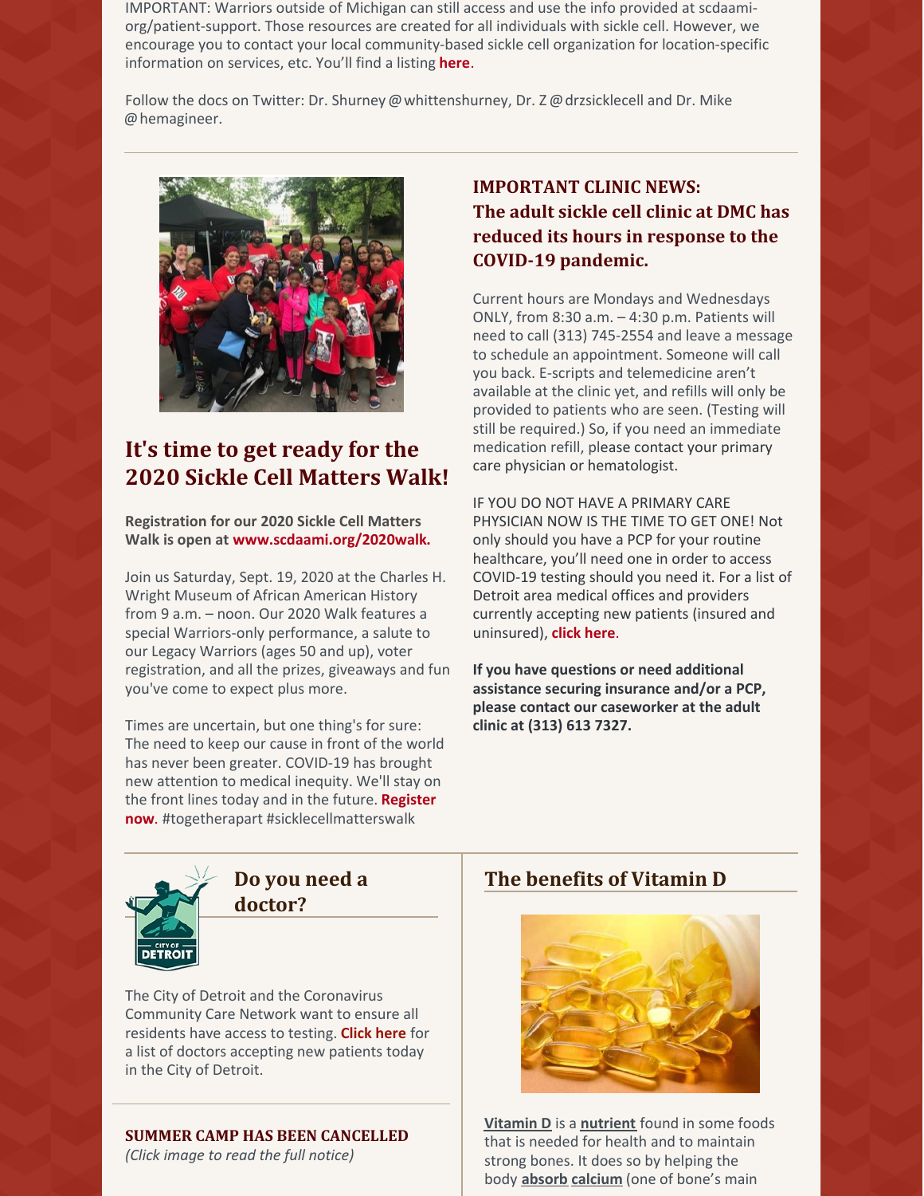IMPORTANT: Warriors outside of Michigan can still access and use the info provided at scdaami-org/patient-support. Those resources are created for all individuals with sickle cell. However, we encourage you to contact your local community-based sickle cell organization for location-specific information on services, etc. You'll find a listing **here**.

Follow the docs on Twitter: Dr. Shurney @whittenshurney, Dr. Z @drzsicklecell and Dr. Mike @hemagineer.

---

## It's time to get ready for the 2020 Sickle Cell Matters Walk!

**Registration for our 2020 Sickle Cell Matters Walk is open at www.scdaami.org/2020walk.**

Join us Saturday, Sept. 19, 2020 at the Charles H. Wright Museum of African American History from 9 a.m. – noon. Our 2020 Walk features a special Warriors-only performance, a salute to our Legacy Warriors (ages 50 and up), voter registration, and all the prizes, giveaways and fun you've come to expect plus more.

Times are uncertain, but one thing's for sure: The need to keep our cause in front of the world has never been greater. COVID-19 has brought new attention to medical inequity. We'll stay on the front lines today and in the future. **Register now**. #togetherapart #sicklecellmatterswalk

## IMPORTANT CLINIC NEWS: The adult sickle cell clinic at DMC has reduced its hours in response to the COVID-19 pandemic.

Current hours are Mondays and Wednesdays ONLY, from 8:30 a.m. – 4:30 p.m. Patients will need to call (313) 745-2554 and leave a message to schedule an appointment. Someone will call you back. E-scripts and telemedicine aren't available at the clinic yet, and refills will only be provided to patients who are seen. (Testing will still be required.) So, if you need an immediate medication refill, please contact your primary care physician or hematologist.

IF YOU DO NOT HAVE A PRIMARY CARE PHYSICIAN NOW IS THE TIME TO GET ONE! Not only should you have a PCP for your routine healthcare, you'll need one in order to access COVID-19 testing should you need it. For a list of Detroit area medical offices and providers currently accepting new patients (insured and uninsured), **click here**.

**If you have questions or need additional assistance securing insurance and/or a PCP, please contact our caseworker at the adult clinic at (313) 613 7327.**

---

## Do you need a doctor?

The City of Detroit and the Coronavirus Community Care Network want to ensure all residents have access to testing. **Click here** for a list of doctors accepting new patients today in the City of Detroit.

---

### SUMMER CAMP HAS BEEN CANCELLED

*(Click image to read the full notice)*

## The benefits of Vitamin D

**Vitamin D** is a **nutrient** found in some foods that is needed for health and to maintain strong bones. It does so by helping the body **absorb** **calcium** (one of bone's main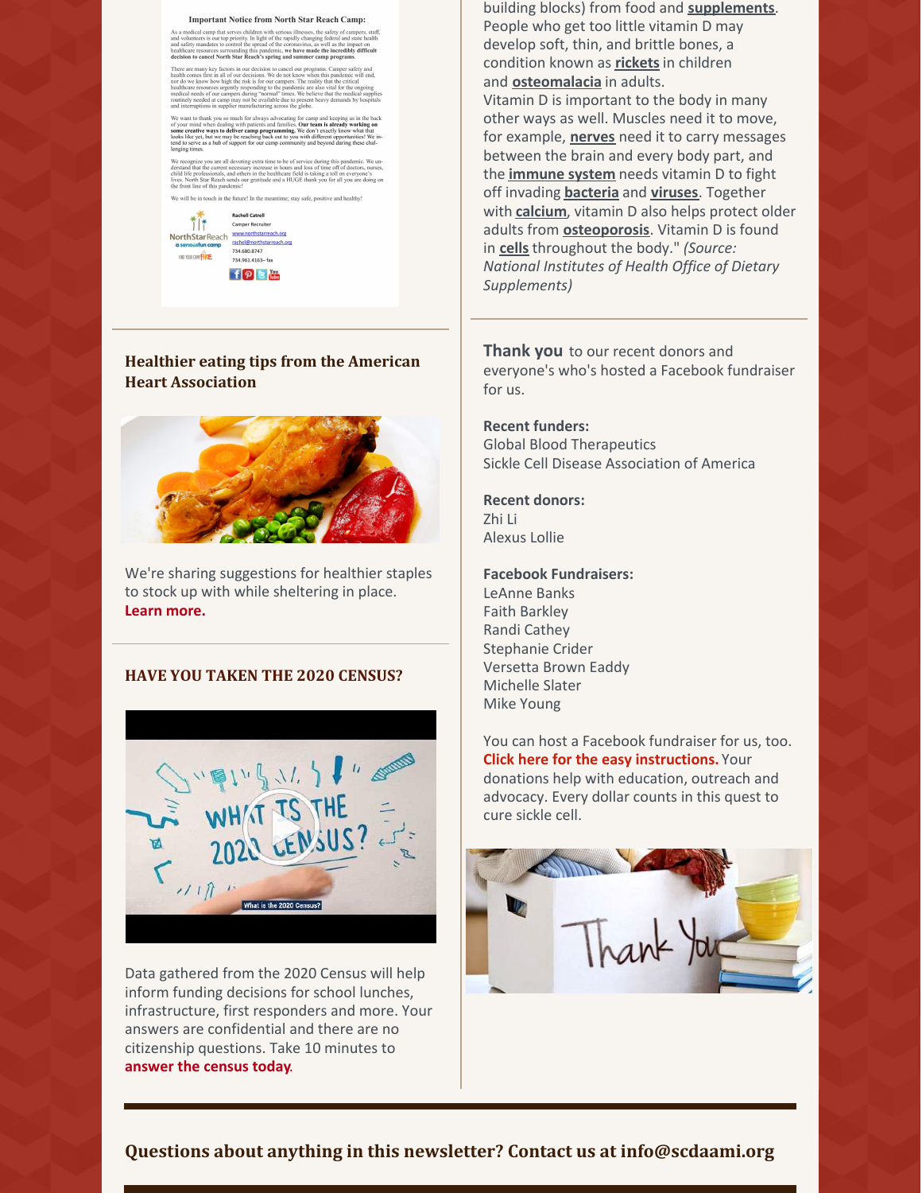**Important Notice from North Star Reach Camp:**

As a medical camp that serves children with serious illnesses, the safety of campers, staff, and volunteers is our top priority. In light of the rapidly changing federal and state health and safety mandates to control the spread of the coronavirus, as well as the impact on healthcare resources surrounding this pandemic, **we have made the incredibly difficult decision to cancel North Star Reach's spring and summer camp programs.**

There are many key factors in our decision to cancel our programs. Camper safety and health comes first in all of our decisions. We do not know when this pandemic will end, nor do we know how high the risk is for our campers. The reality that the critical healthcare resources urgently responding to the pandemic are also vital for the ongoing medical needs of our campers during "normal" times. We believe that the medical supplies routinely needed at camp may not be available due to present heavy demands by hospitals and interruptions in supplier manufacturing across the globe.

We want to thank you so much for always advocating for camp and keeping us in the back of your mind when dealing with patients and families. **Our team is already working on some creative ways to deliver camp programming.** We don't exactly know what that looks like yet, but we may be reaching back out to you with different opportunities! We intend to serve as a hub of support for our camp community and beyond during these challenging times.

We recognize you are all devoting extra time to be of service during this pandemic. We understand that the current necessary increase in hours and loss of time off of doctors, nurses, child life professionals, and others in the healthcare field is taking a toll on everyone's lives. North Star Reach sends our gratitude and a HUGE thank you for all you are doing on the front line of this pandemic!

We will be in touch in the future! In the meantime; stay safe, positive and healthy!

Rachell Catrell
Camper Recruiter
www.northstarreach.org
rachel@northstarreach.org
734.680.8747
734.961.4163– fax

## Healthier eating tips from the American Heart Association

We're sharing suggestions for healthier staples to stock up with while sheltering in place. **Learn more.**

## HAVE YOU TAKEN THE 2020 CENSUS?

Data gathered from the 2020 Census will help inform funding decisions for school lunches, infrastructure, first responders and more. Your answers are confidential and there are no citizenship questions. Take 10 minutes to **answer the census today.**

building blocks) from food and **supplements**. People who get too little vitamin D may develop soft, thin, and brittle bones, a condition known as **rickets** in children and **osteomalacia** in adults.
Vitamin D is important to the body in many other ways as well. Muscles need it to move, for example, **nerves** need it to carry messages between the brain and every body part, and the **immune system** needs vitamin D to fight off invading **bacteria** and **viruses**. Together with **calcium**, vitamin D also helps protect older adults from **osteoporosis**. Vitamin D is found in **cells** throughout the body." *(Source: National Institutes of Health Office of Dietary Supplements)*

**Thank you** to our recent donors and everyone's who's hosted a Facebook fundraiser for us.

**Recent funders:**
Global Blood Therapeutics
Sickle Cell Disease Association of America

**Recent donors:**
Zhi Li
Alexus Lollie

**Facebook Fundraisers:**
LeAnne Banks
Faith Barkley
Randi Cathey
Stephanie Crider
Versetta Brown Eaddy
Michelle Slater
Mike Young

You can host a Facebook fundraiser for us, too. **Click here for the easy instructions.** Your donations help with education, outreach and advocacy. Every dollar counts in this quest to cure sickle cell.

## Questions about anything in this newsletter? Contact us at info@scdaami.org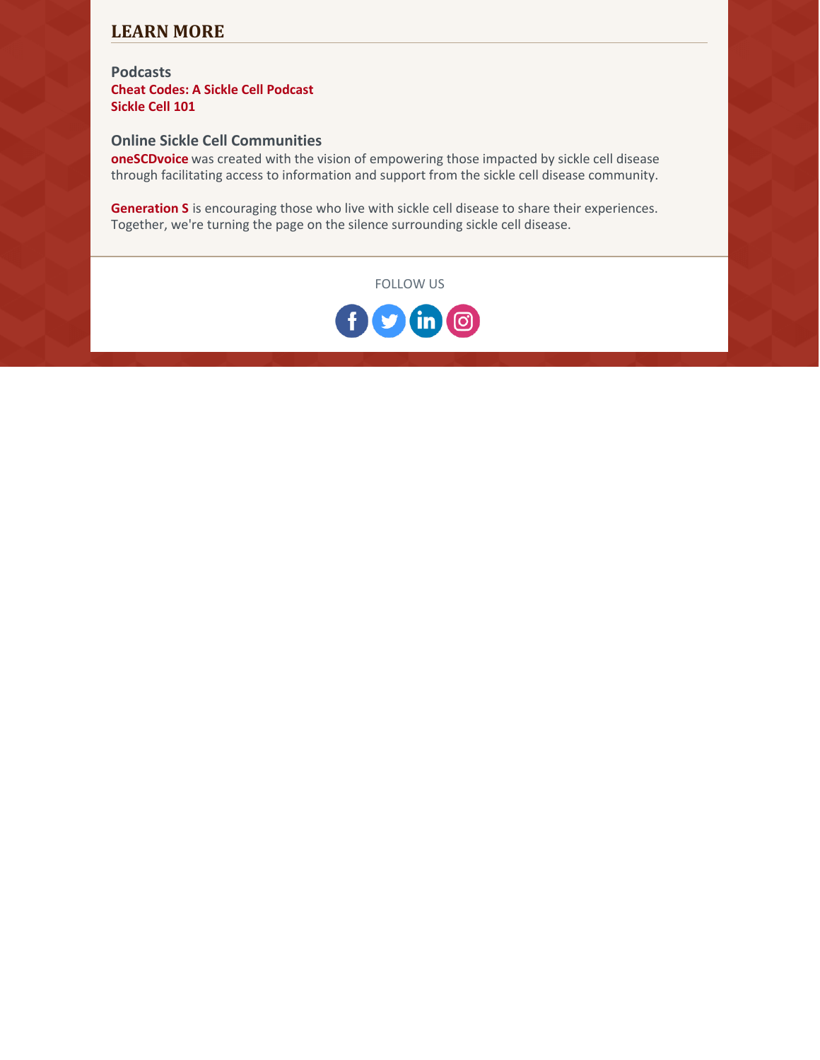## LEARN MORE

### Podcasts

**Cheat Codes: A Sickle Cell Podcast**
**Sickle Cell 101**

### Online Sickle Cell Communities

**oneSCDvoice** was created with the vision of empowering those impacted by sickle cell disease through facilitating access to information and support from the sickle cell disease community.

**Generation S** is encouraging those who live with sickle cell disease to share their experiences. Together, we're turning the page on the silence surrounding sickle cell disease.

FOLLOW US